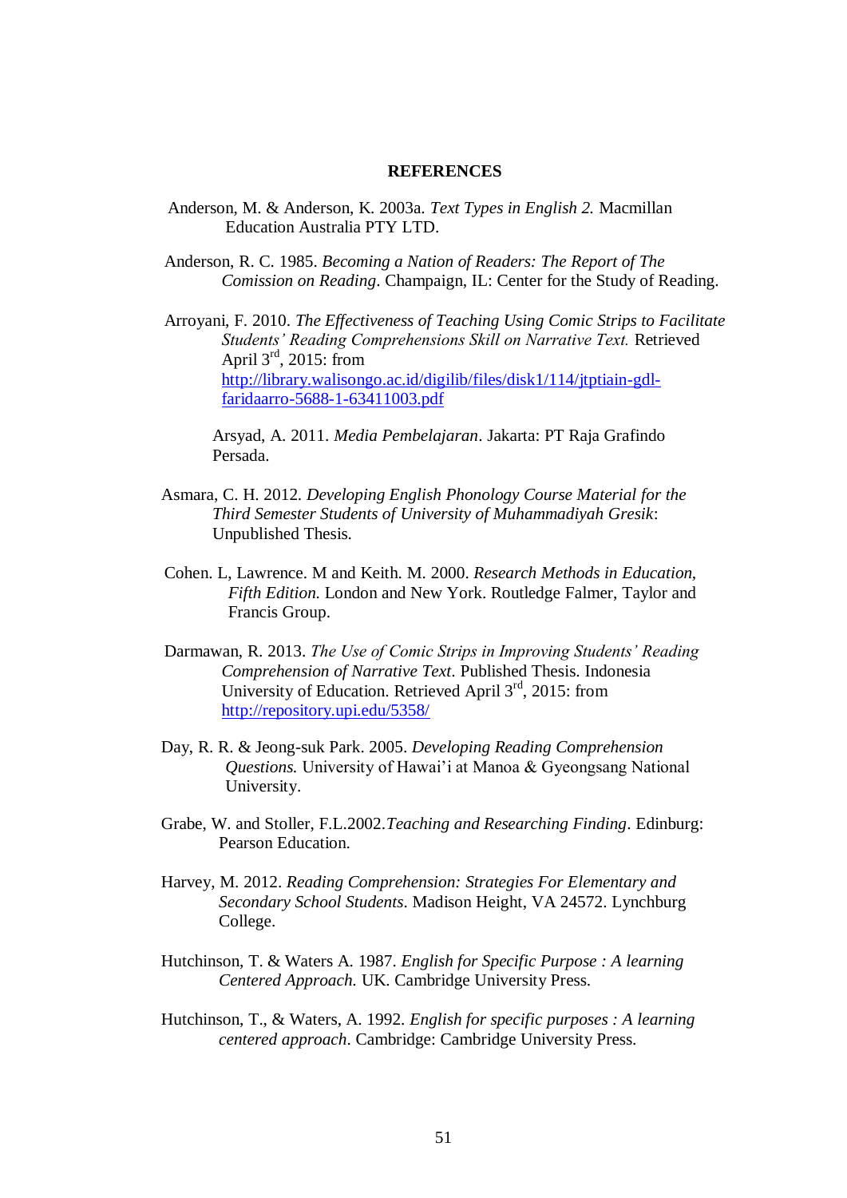# REFERENCES

Anderson, M. & Anderson, K. 2003a. *Text Types in English 2.* Macmillan Education Australia PTY LTD.

Anderson, R. C. 1985. *Becoming a Nation of Readers: The Report of The Comission on Reading*. Champaign, IL: Center for the Study of Reading.

Arroyani, F. 2010. *The Effectiveness of Teaching Using Comic Strips to Facilitate Students' Reading Comprehensions Skill on Narrative Text.* Retrieved April 3rd, 2015: from http://library.walisongo.ac.id/digilib/files/disk1/114/jtptiain-gdl-faridaarro-5688-1-63411003.pdf

Arsyad, A. 2011. *Media Pembelajaran*. Jakarta: PT Raja Grafindo Persada.

Asmara, C. H. 2012. *Developing English Phonology Course Material for the Third Semester Students of University of Muhammadiyah Gresik*: Unpublished Thesis.

Cohen. L, Lawrence. M and Keith. M. 2000. *Research Methods in Education, Fifth Edition.* London and New York. Routledge Falmer, Taylor and Francis Group.

Darmawan, R. 2013. *The Use of Comic Strips in Improving Students' Reading Comprehension of Narrative Text*. Published Thesis. Indonesia University of Education. Retrieved April 3rd, 2015: from http://repository.upi.edu/5358/

Day, R. R. & Jeong-suk Park. 2005. *Developing Reading Comprehension Questions.* University of Hawai'i at Manoa & Gyeongsang National University.

Grabe, W. and Stoller, F.L.2002.*Teaching and Researching Finding*. Edinburg: Pearson Education.

Harvey, M. 2012. *Reading Comprehension: Strategies For Elementary and Secondary School Students*. Madison Height, VA 24572. Lynchburg College.

Hutchinson, T. & Waters A. 1987. *English for Specific Purpose : A learning Centered Approach.* UK. Cambridge University Press.

Hutchinson, T., & Waters, A. 1992. *English for specific purposes : A learning centered approach*. Cambridge: Cambridge University Press.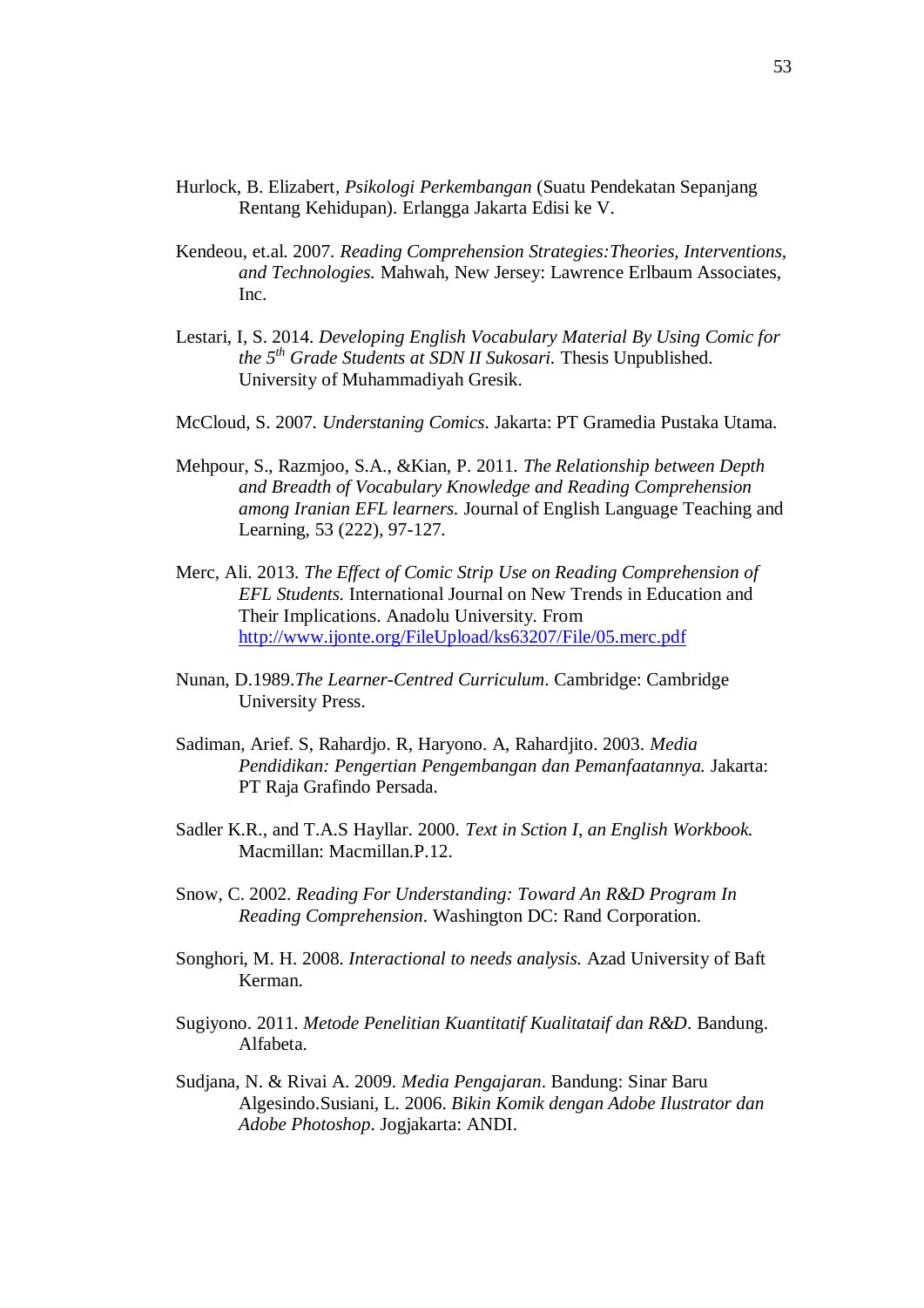Hurlock, B. Elizabert, *Psikologi Perkembangan* (Suatu Pendekatan Sepanjang Rentang Kehidupan). Erlangga Jakarta Edisi ke V.

Kendeou, et.al. 2007. *Reading Comprehension Strategies:Theories, Interventions, and Technologies.* Mahwah, New Jersey: Lawrence Erlbaum Associates, Inc.

Lestari, I, S. 2014. *Developing English Vocabulary Material By Using Comic for the 5th Grade Students at SDN II Sukosari.* Thesis Unpublished. University of Muhammadiyah Gresik.

McCloud, S. 2007. *Understaning Comics*. Jakarta: PT Gramedia Pustaka Utama.

Mehpour, S., Razmjoo, S.A., &Kian, P. 2011. *The Relationship between Depth and Breadth of Vocabulary Knowledge and Reading Comprehension among Iranian EFL learners.* Journal of English Language Teaching and Learning, 53 (222), 97-127.

Merc, Ali. 2013. *The Effect of Comic Strip Use on Reading Comprehension of EFL Students.* International Journal on New Trends in Education and Their Implications. Anadolu University. From http://www.ijonte.org/FileUpload/ks63207/File/05.merc.pdf

Nunan, D.1989.*The Learner-Centred Curriculum*. Cambridge: Cambridge University Press.

Sadiman, Arief. S, Rahardjo. R, Haryono. A, Rahardjito. 2003. *Media Pendidikan: Pengertian Pengembangan dan Pemanfaatannya.* Jakarta: PT Raja Grafindo Persada.

Sadler K.R., and T.A.S Hayllar. 2000. *Text in Sction I, an English Workbook.* Macmillan: Macmillan.P.12.

Snow, C. 2002. *Reading For Understanding: Toward An R&D Program In Reading Comprehension*. Washington DC: Rand Corporation.

Songhori, M. H. 2008. *Interactional to needs analysis.* Azad University of Baft Kerman.

Sugiyono. 2011. *Metode Penelitian Kuantitatif Kualitataif dan R&D*. Bandung. Alfabeta.

Sudjana, N. & Rivai A. 2009. *Media Pengajaran*. Bandung: Sinar Baru Algesindo.Susiani, L. 2006. *Bikin Komik dengan Adobe Ilustrator dan Adobe Photoshop*. Jogjakarta: ANDI.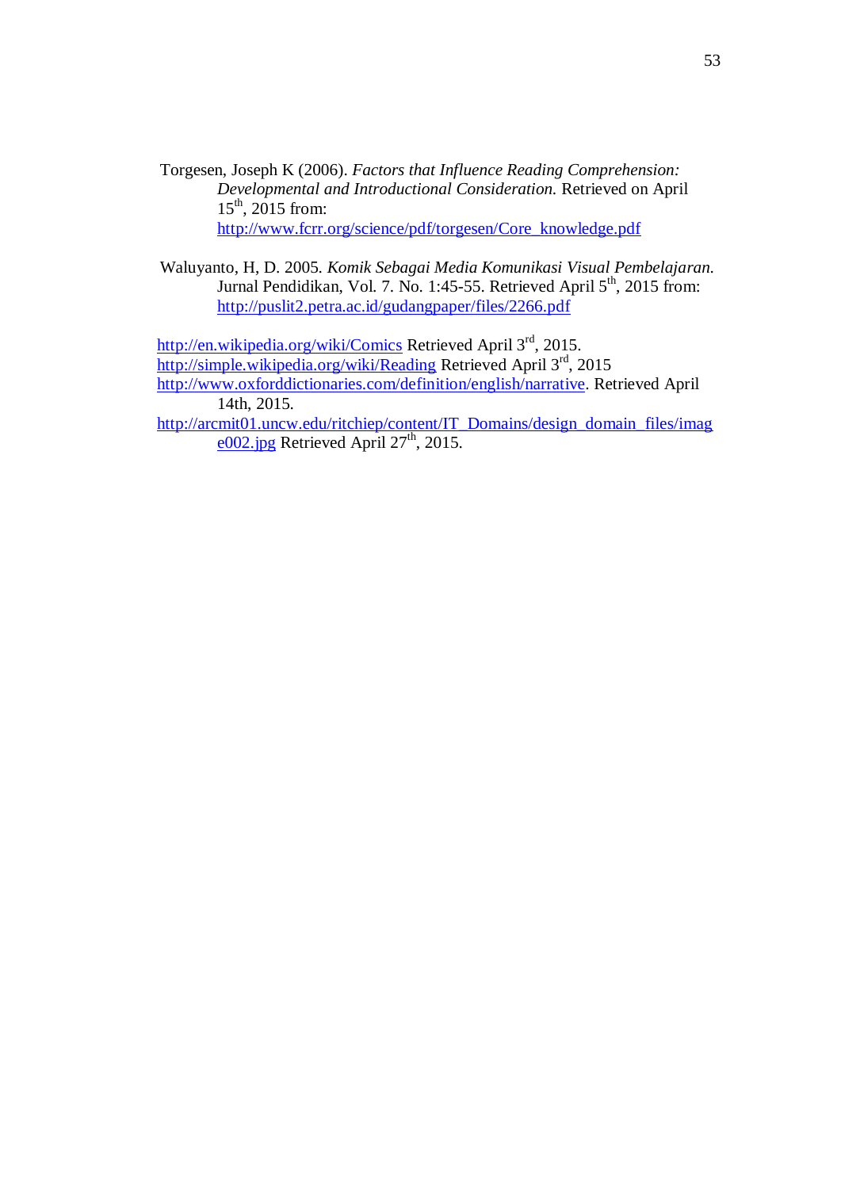Torgesen, Joseph K (2006). *Factors that Influence Reading Comprehension: Developmental and Introductional Consideration.* Retrieved on April 15th, 2015 from: http://www.fcrr.org/science/pdf/torgesen/Core_knowledge.pdf

Waluyanto, H, D. 2005. *Komik Sebagai Media Komunikasi Visual Pembelajaran.* Jurnal Pendidikan, Vol. 7. No. 1:45-55. Retrieved April 5th, 2015 from: http://puslit2.petra.ac.id/gudangpaper/files/2266.pdf

http://en.wikipedia.org/wiki/Comics Retrieved April 3rd, 2015.
http://simple.wikipedia.org/wiki/Reading Retrieved April 3rd, 2015
http://www.oxforddictionaries.com/definition/english/narrative. Retrieved April 14th, 2015.
http://arcmit01.uncw.edu/ritchiep/content/IT_Domains/design_domain_files/image002.jpg Retrieved April 27th, 2015.